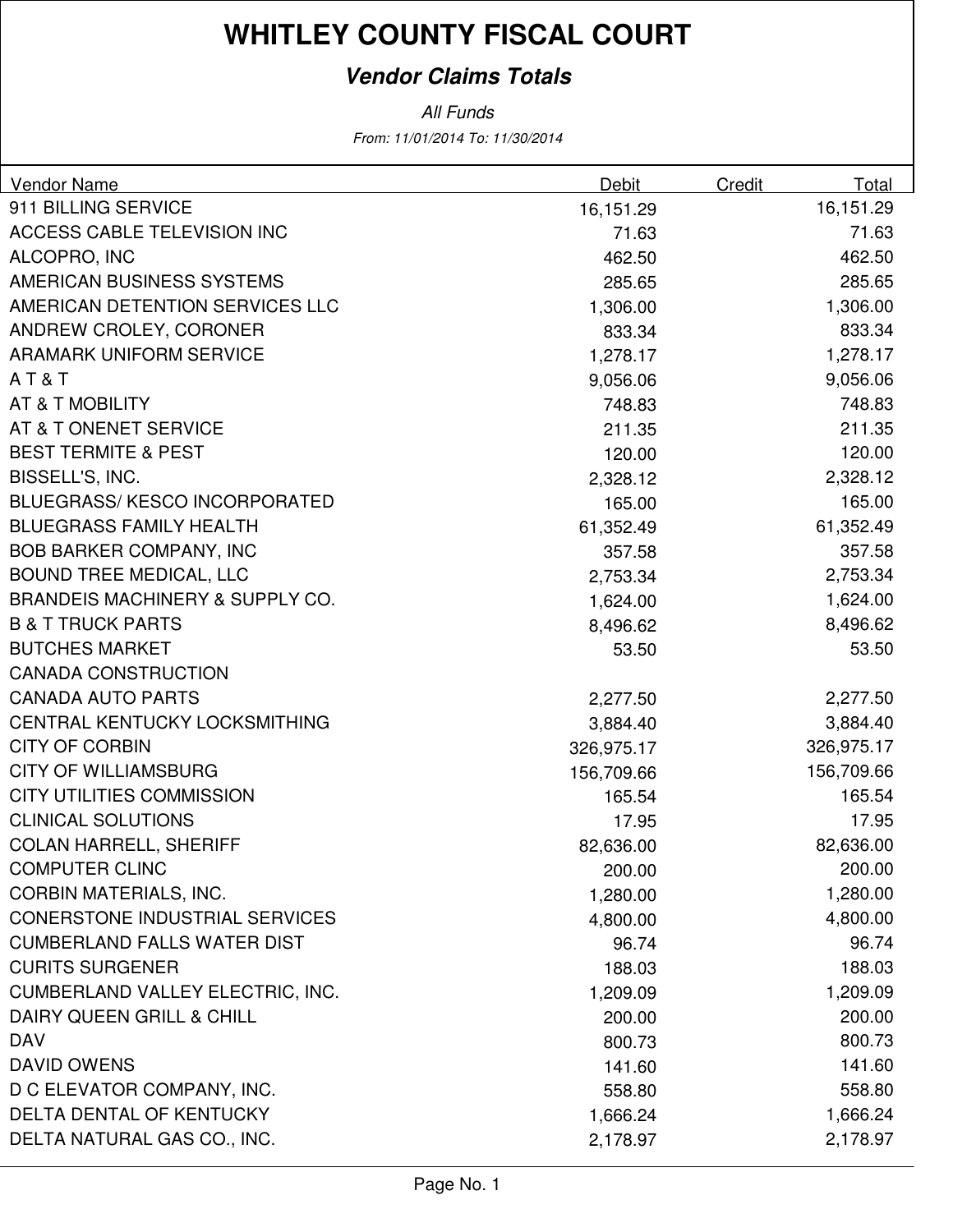# WHITLEY COUNTY FISCAL COURT

## *Vendor Claims Totals*

*All Funds*

*From: 11/01/2014 To: 11/30/2014*

| Vendor Name | Debit | Credit | Total |
|---|---|---|---|
| 911 BILLING SERVICE | 16,151.29 | | 16,151.29 |
| ACCESS CABLE TELEVISION INC | 71.63 | | 71.63 |
| ALCOPRO, INC | 462.50 | | 462.50 |
| AMERICAN BUSINESS SYSTEMS | 285.65 | | 285.65 |
| AMERICAN DETENTION SERVICES LLC | 1,306.00 | | 1,306.00 |
| ANDREW CROLEY, CORONER | 833.34 | | 833.34 |
| ARAMARK UNIFORM SERVICE | 1,278.17 | | 1,278.17 |
| A T & T | 9,056.06 | | 9,056.06 |
| AT & T MOBILITY | 748.83 | | 748.83 |
| AT & T ONENET SERVICE | 211.35 | | 211.35 |
| BEST TERMITE & PEST | 120.00 | | 120.00 |
| BISSELL'S, INC. | 2,328.12 | | 2,328.12 |
| BLUEGRASS/ KESCO INCORPORATED | 165.00 | | 165.00 |
| BLUEGRASS FAMILY HEALTH | 61,352.49 | | 61,352.49 |
| BOB BARKER COMPANY, INC | 357.58 | | 357.58 |
| BOUND TREE MEDICAL, LLC | 2,753.34 | | 2,753.34 |
| BRANDEIS MACHINERY & SUPPLY CO. | 1,624.00 | | 1,624.00 |
| B & T TRUCK PARTS | 8,496.62 | | 8,496.62 |
| BUTCHES MARKET | 53.50 | | 53.50 |
| CANADA CONSTRUCTION | | | |
| CANADA AUTO PARTS | 2,277.50 | | 2,277.50 |
| CENTRAL KENTUCKY LOCKSMITHING | 3,884.40 | | 3,884.40 |
| CITY OF CORBIN | 326,975.17 | | 326,975.17 |
| CITY OF WILLIAMSBURG | 156,709.66 | | 156,709.66 |
| CITY UTILITIES COMMISSION | 165.54 | | 165.54 |
| CLINICAL SOLUTIONS | 17.95 | | 17.95 |
| COLAN HARRELL, SHERIFF | 82,636.00 | | 82,636.00 |
| COMPUTER CLINC | 200.00 | | 200.00 |
| CORBIN MATERIALS, INC. | 1,280.00 | | 1,280.00 |
| CONERSTONE INDUSTRIAL SERVICES | 4,800.00 | | 4,800.00 |
| CUMBERLAND FALLS WATER DIST | 96.74 | | 96.74 |
| CURITS SURGENER | 188.03 | | 188.03 |
| CUMBERLAND VALLEY ELECTRIC, INC. | 1,209.09 | | 1,209.09 |
| DAIRY QUEEN GRILL & CHILL | 200.00 | | 200.00 |
| DAV | 800.73 | | 800.73 |
| DAVID OWENS | 141.60 | | 141.60 |
| D C ELEVATOR COMPANY, INC. | 558.80 | | 558.80 |
| DELTA DENTAL OF KENTUCKY | 1,666.24 | | 1,666.24 |
| DELTA NATURAL GAS CO., INC. | 2,178.97 | | 2,178.97 |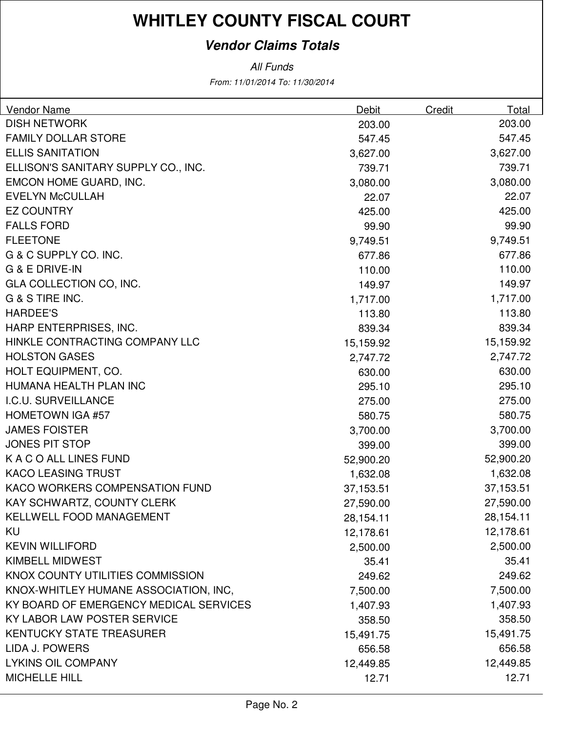# WHITLEY COUNTY FISCAL COURT

## *Vendor Claims Totals*

*All Funds*

*From: 11/01/2014 To: 11/30/2014*

| Vendor Name | Debit | Credit | Total |
|---|---|---|---|
| DISH NETWORK | 203.00 | | 203.00 |
| FAMILY DOLLAR STORE | 547.45 | | 547.45 |
| ELLIS SANITATION | 3,627.00 | | 3,627.00 |
| ELLISON'S SANITARY SUPPLY CO., INC. | 739.71 | | 739.71 |
| EMCON HOME GUARD, INC. | 3,080.00 | | 3,080.00 |
| EVELYN McCULLAH | 22.07 | | 22.07 |
| EZ COUNTRY | 425.00 | | 425.00 |
| FALLS FORD | 99.90 | | 99.90 |
| FLEETONE | 9,749.51 | | 9,749.51 |
| G & C SUPPLY CO. INC. | 677.86 | | 677.86 |
| G & E DRIVE-IN | 110.00 | | 110.00 |
| GLA COLLECTION CO, INC. | 149.97 | | 149.97 |
| G & S TIRE INC. | 1,717.00 | | 1,717.00 |
| HARDEE'S | 113.80 | | 113.80 |
| HARP ENTERPRISES, INC. | 839.34 | | 839.34 |
| HINKLE CONTRACTING COMPANY LLC | 15,159.92 | | 15,159.92 |
| HOLSTON GASES | 2,747.72 | | 2,747.72 |
| HOLT EQUIPMENT, CO. | 630.00 | | 630.00 |
| HUMANA HEALTH PLAN INC | 295.10 | | 295.10 |
| I.C.U. SURVEILLANCE | 275.00 | | 275.00 |
| HOMETOWN IGA #57 | 580.75 | | 580.75 |
| JAMES FOISTER | 3,700.00 | | 3,700.00 |
| JONES PIT STOP | 399.00 | | 399.00 |
| K A C O ALL LINES FUND | 52,900.20 | | 52,900.20 |
| KACO LEASING TRUST | 1,632.08 | | 1,632.08 |
| KACO WORKERS COMPENSATION FUND | 37,153.51 | | 37,153.51 |
| KAY SCHWARTZ, COUNTY CLERK | 27,590.00 | | 27,590.00 |
| KELLWELL FOOD MANAGEMENT | 28,154.11 | | 28,154.11 |
| KU | 12,178.61 | | 12,178.61 |
| KEVIN WILLIFORD | 2,500.00 | | 2,500.00 |
| KIMBELL MIDWEST | 35.41 | | 35.41 |
| KNOX COUNTY UTILITIES COMMISSION | 249.62 | | 249.62 |
| KNOX-WHITLEY HUMANE ASSOCIATION, INC, | 7,500.00 | | 7,500.00 |
| KY BOARD OF EMERGENCY MEDICAL SERVICES | 1,407.93 | | 1,407.93 |
| KY LABOR LAW POSTER SERVICE | 358.50 | | 358.50 |
| KENTUCKY STATE TREASURER | 15,491.75 | | 15,491.75 |
| LIDA J. POWERS | 656.58 | | 656.58 |
| LYKINS OIL COMPANY | 12,449.85 | | 12,449.85 |
| MICHELLE HILL | 12.71 | | 12.71 |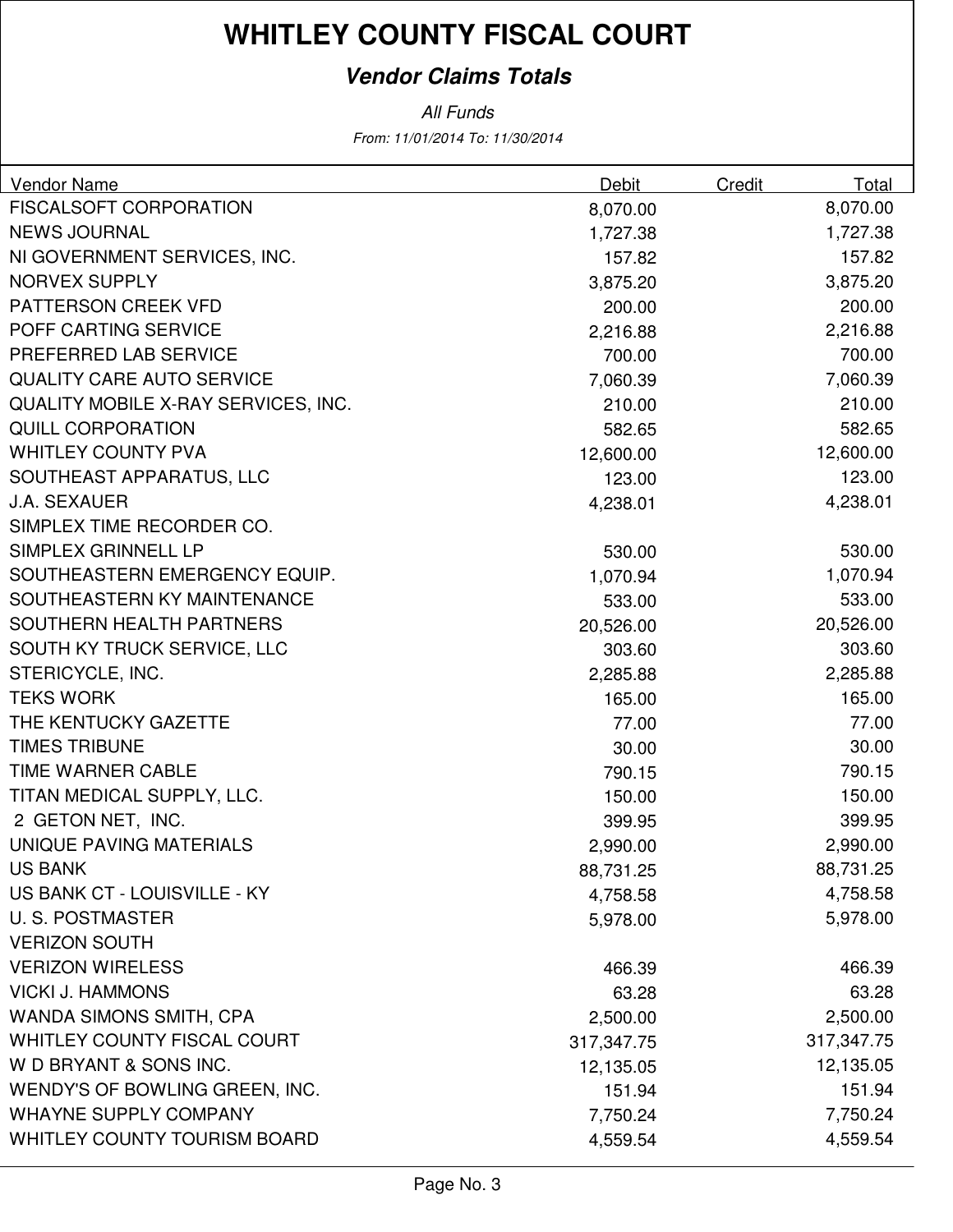# WHITLEY COUNTY FISCAL COURT

## *Vendor Claims Totals*

*All Funds*

*From: 11/01/2014 To: 11/30/2014*

| Vendor Name | Debit | Credit | Total |
|---|---|---|---|
| FISCALSOFT CORPORATION | 8,070.00 | | 8,070.00 |
| NEWS JOURNAL | 1,727.38 | | 1,727.38 |
| NI GOVERNMENT SERVICES, INC. | 157.82 | | 157.82 |
| NORVEX SUPPLY | 3,875.20 | | 3,875.20 |
| PATTERSON CREEK VFD | 200.00 | | 200.00 |
| POFF CARTING SERVICE | 2,216.88 | | 2,216.88 |
| PREFERRED LAB SERVICE | 700.00 | | 700.00 |
| QUALITY CARE AUTO SERVICE | 7,060.39 | | 7,060.39 |
| QUALITY MOBILE X-RAY SERVICES, INC. | 210.00 | | 210.00 |
| QUILL CORPORATION | 582.65 | | 582.65 |
| WHITLEY COUNTY PVA | 12,600.00 | | 12,600.00 |
| SOUTHEAST APPARATUS, LLC | 123.00 | | 123.00 |
| J.A. SEXAUER | 4,238.01 | | 4,238.01 |
| SIMPLEX TIME RECORDER CO. | | | |
| SIMPLEX GRINNELL LP | 530.00 | | 530.00 |
| SOUTHEASTERN EMERGENCY EQUIP. | 1,070.94 | | 1,070.94 |
| SOUTHEASTERN KY MAINTENANCE | 533.00 | | 533.00 |
| SOUTHERN HEALTH PARTNERS | 20,526.00 | | 20,526.00 |
| SOUTH KY TRUCK SERVICE, LLC | 303.60 | | 303.60 |
| STERICYCLE, INC. | 2,285.88 | | 2,285.88 |
| TEKS WORK | 165.00 | | 165.00 |
| THE KENTUCKY GAZETTE | 77.00 | | 77.00 |
| TIMES TRIBUNE | 30.00 | | 30.00 |
| TIME WARNER CABLE | 790.15 | | 790.15 |
| TITAN MEDICAL SUPPLY, LLC. | 150.00 | | 150.00 |
| 2 GETON NET, INC. | 399.95 | | 399.95 |
| UNIQUE PAVING MATERIALS | 2,990.00 | | 2,990.00 |
| US BANK | 88,731.25 | | 88,731.25 |
| US BANK CT - LOUISVILLE - KY | 4,758.58 | | 4,758.58 |
| U. S. POSTMASTER | 5,978.00 | | 5,978.00 |
| VERIZON SOUTH | | | |
| VERIZON WIRELESS | 466.39 | | 466.39 |
| VICKI J. HAMMONS | 63.28 | | 63.28 |
| WANDA SIMONS SMITH, CPA | 2,500.00 | | 2,500.00 |
| WHITLEY COUNTY FISCAL COURT | 317,347.75 | | 317,347.75 |
| W D BRYANT & SONS INC. | 12,135.05 | | 12,135.05 |
| WENDY'S OF BOWLING GREEN, INC. | 151.94 | | 151.94 |
| WHAYNE SUPPLY COMPANY | 7,750.24 | | 7,750.24 |
| WHITLEY COUNTY TOURISM BOARD | 4,559.54 | | 4,559.54 |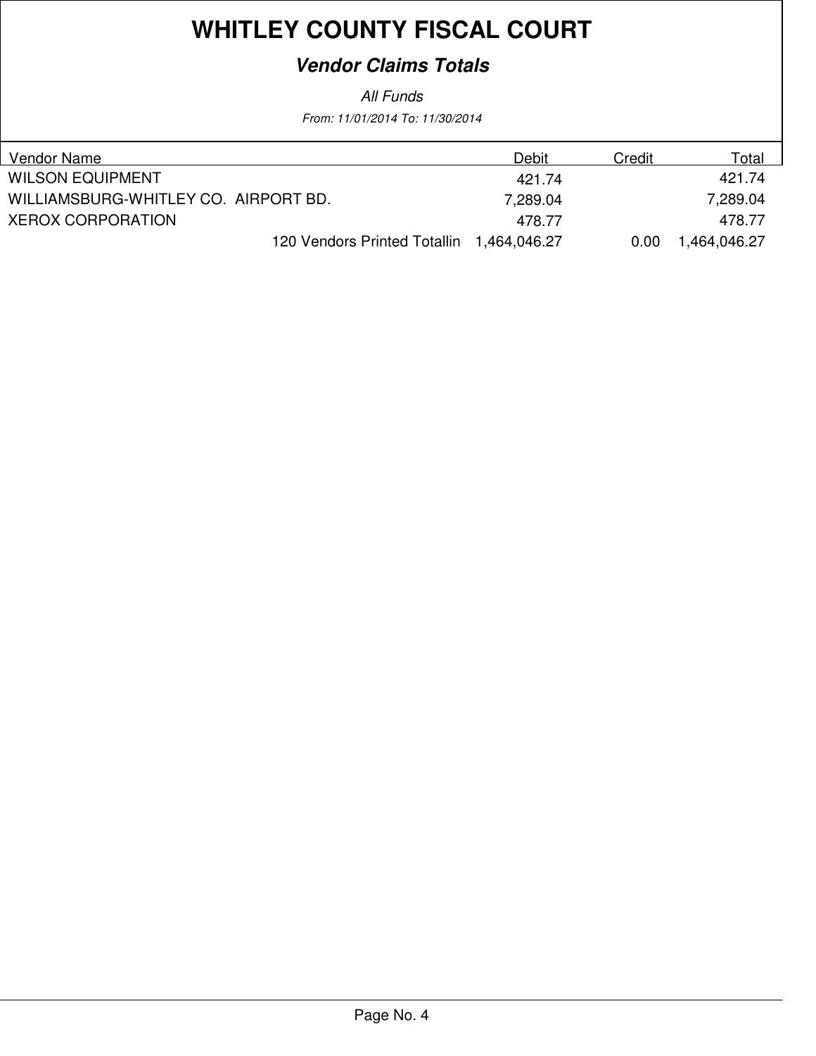# WHITLEY COUNTY FISCAL COURT

## *Vendor Claims Totals*

*All Funds*

*From: 11/01/2014 To: 11/30/2014*

| Vendor Name | Debit | Credit | Total |
|---|---|---|---|
| WILSON EQUIPMENT | 421.74 | | 421.74 |
| WILLIAMSBURG-WHITLEY CO. AIRPORT BD. | 7,289.04 | | 7,289.04 |
| XEROX CORPORATION | 478.77 | | 478.77 |
| 120 Vendors Printed Totallin | 1,464,046.27 | 0.00 | 1,464,046.27 |